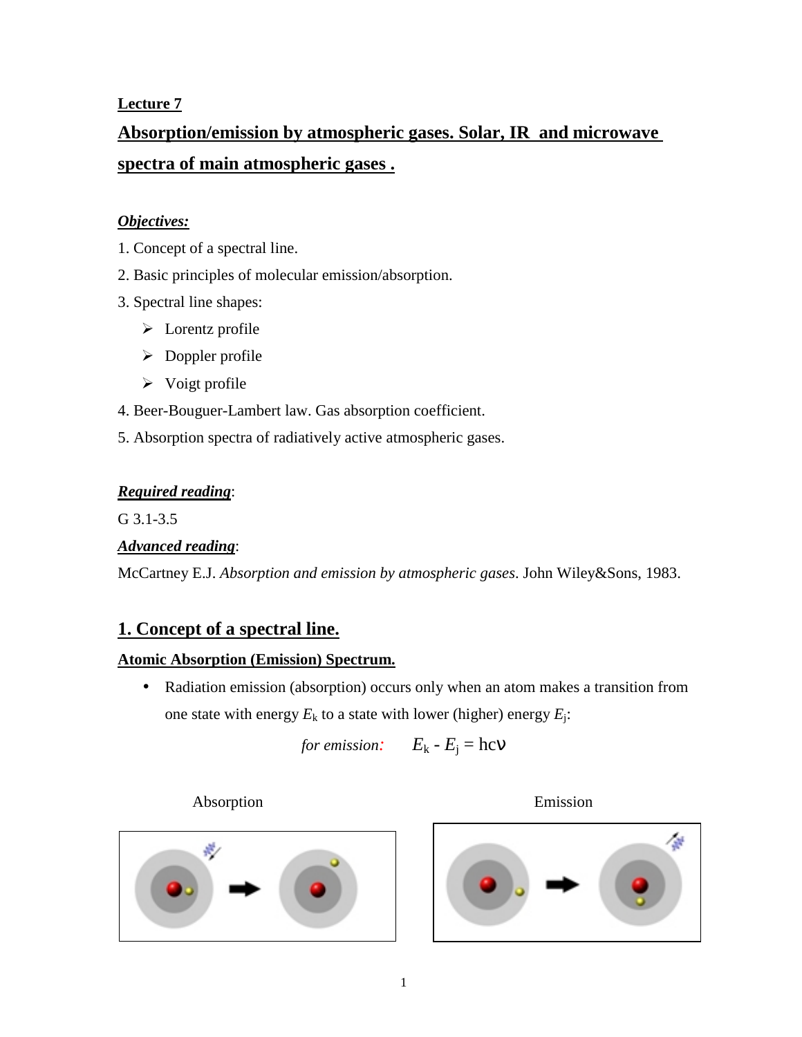**Lecture 7**

# Absorption/emission by atmospheric gases. Solar, IR and microwave spectra of main atmospheric gases .

***Objectives:***

1. Concept of a spectral line.
2. Basic principles of molecular emission/absorption.
3. Spectral line shapes:
   - Lorentz profile
   - Doppler profile
   - Voigt profile
4. Beer-Bouguer-Lambert law. Gas absorption coefficient.
5. Absorption spectra of radiatively active atmospheric gases.

***Required reading***:

G 3.1-3.5

***Advanced reading***:

McCartney E.J. *Absorption and emission by atmospheric gases*. John Wiley&Sons, 1983.

## 1. Concept of a spectral line.

**Atomic Absorption (Emission) Spectrum.**

- Radiation emission (absorption) occurs only when an atom makes a transition from one state with energy $E_k$ to a state with lower (higher) energy $E_j$:

*for emission:* $$E_k - E_j = hc\nu$$

Absorption

Emission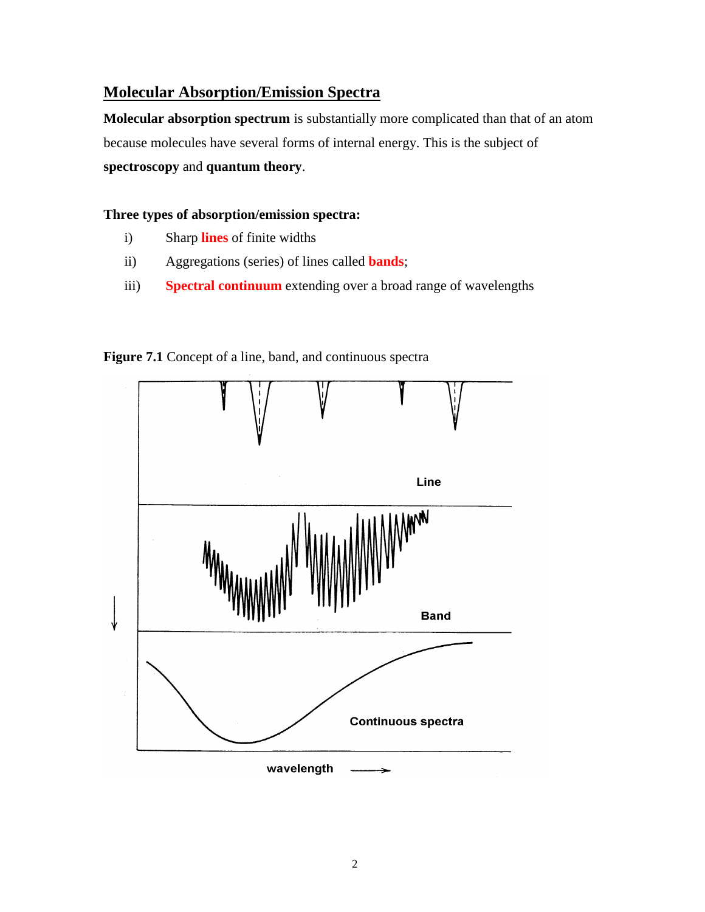## Molecular Absorption/Emission Spectra

**Molecular absorption spectrum** is substantially more complicated than that of an atom because molecules have several forms of internal energy. This is the subject of **spectroscopy** and **quantum theory**.

**Three types of absorption/emission spectra:**

i) Sharp **lines** of finite widths

ii) Aggregations (series) of lines called **bands**;

iii) **Spectral continuum** extending over a broad range of wavelengths

**Figure 7.1** Concept of a line, band, and continuous spectra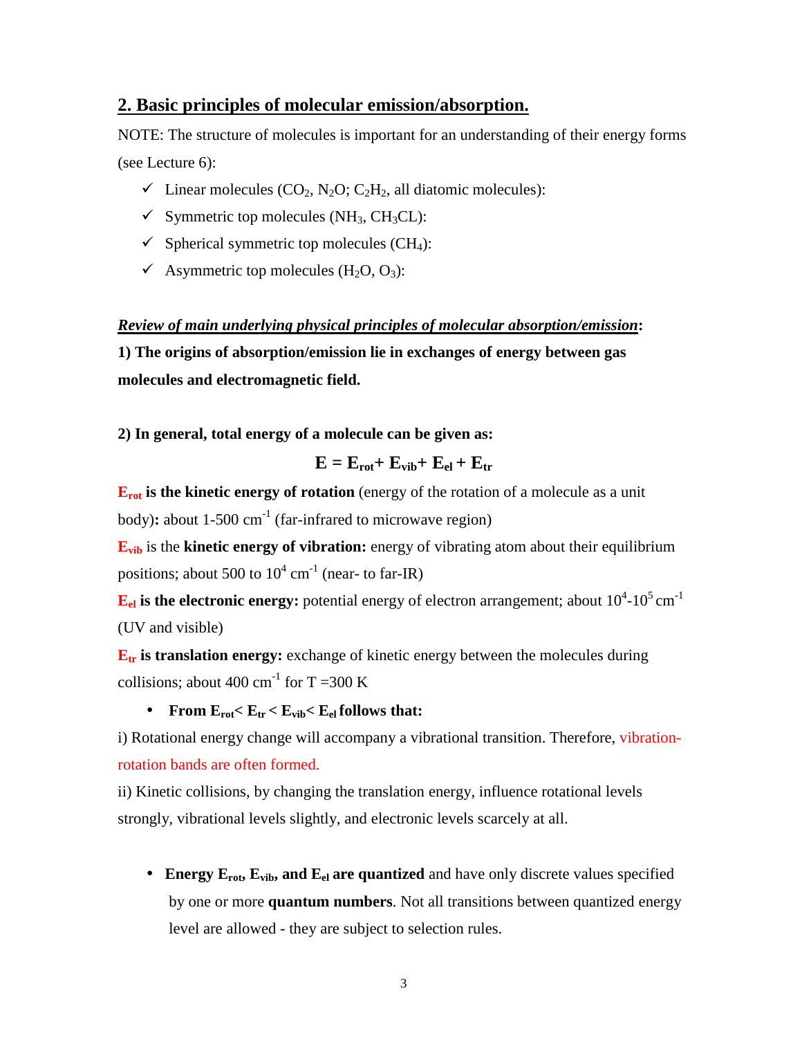## 2. Basic principles of molecular emission/absorption.

NOTE: The structure of molecules is important for an understanding of their energy forms (see Lecture 6):

- ✓ Linear molecules ($CO_2$, $N_2O$; $C_2H_2$, all diatomic molecules):
- ✓ Symmetric top molecules ($NH_3$, $CH_3CL$):
- ✓ Spherical symmetric top molecules ($CH_4$):
- ✓ Asymmetric top molecules ($H_2O$, $O_3$):

***Review of main underlying physical principles of molecular absorption/emission*:**

**1) The origins of absorption/emission lie in exchanges of energy between gas molecules and electromagnetic field.**

**2) In general, total energy of a molecule can be given as:**

$$\mathbf{E = E_{rot} + E_{vib} + E_{el} + E_{tr}}$$

$\mathbf{E_{rot}}$ **is the kinetic energy of rotation** (energy of the rotation of a molecule as a unit body)**:** about 1-500 $cm^{-1}$ (far-infrared to microwave region)

$\mathbf{E_{vib}}$ is the **kinetic energy of vibration:** energy of vibrating atom about their equilibrium positions; about 500 to $10^4$ $cm^{-1}$ (near- to far-IR)

$\mathbf{E_{el}}$ **is the electronic energy:** potential energy of electron arrangement; about $10^4$-$10^5$ $cm^{-1}$ (UV and visible)

$\mathbf{E_{tr}}$ **is translation energy:** exchange of kinetic energy between the molecules during collisions; about 400 $cm^{-1}$ for T =300 K

- **From $E_{rot} < E_{tr} < E_{vib} < E_{el}$ follows that:**

i) Rotational energy change will accompany a vibrational transition. Therefore, vibration-rotation bands are often formed.

ii) Kinetic collisions, by changing the translation energy, influence rotational levels strongly, vibrational levels slightly, and electronic levels scarcely at all.

- **Energy $E_{rot}$, $E_{vib}$, and $E_{el}$ are quantized** and have only discrete values specified by one or more **quantum numbers**. Not all transitions between quantized energy level are allowed - they are subject to selection rules.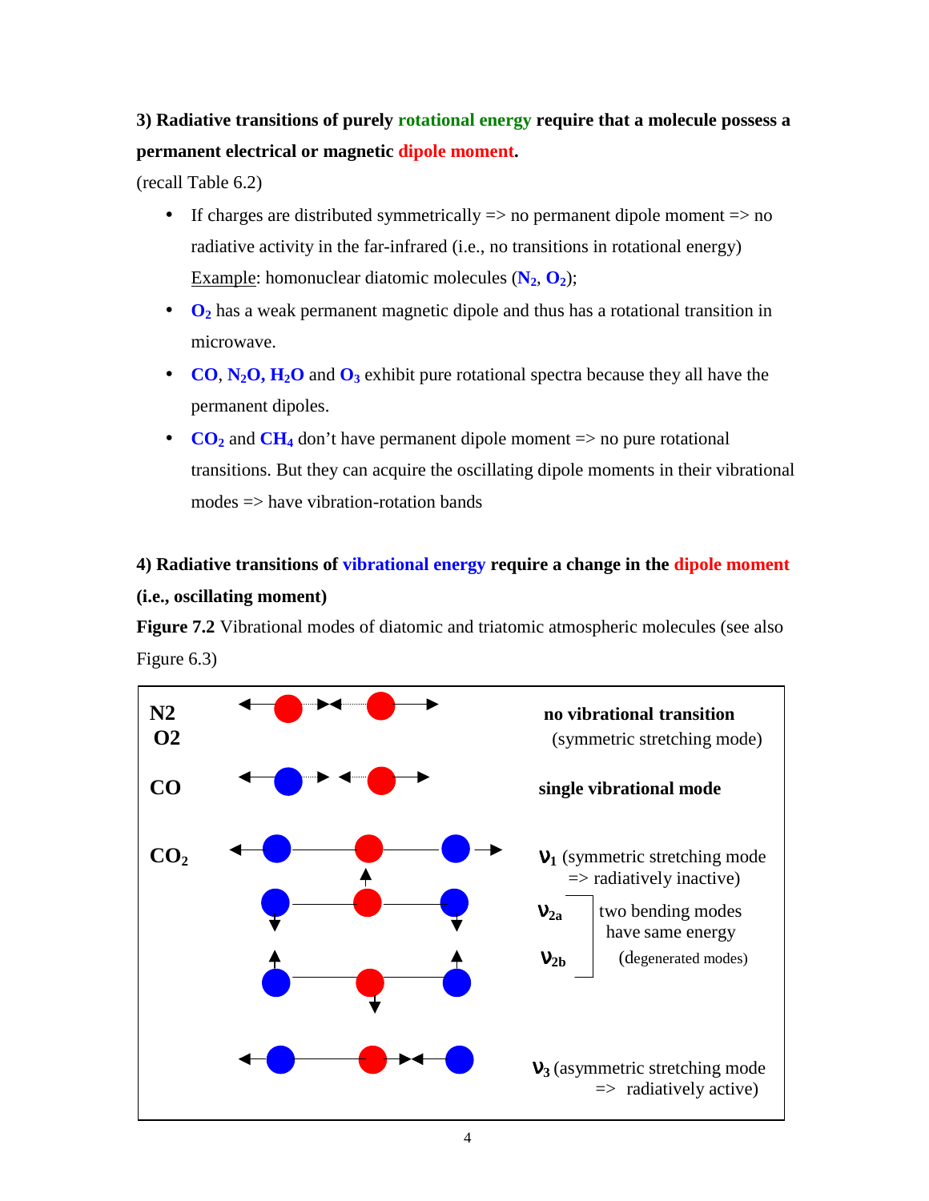**3) Radiative transitions of purely rotational energy require that a molecule possess a permanent electrical or magnetic dipole moment.**

(recall Table 6.2)

- If charges are distributed symmetrically => no permanent dipole moment => no radiative activity in the far-infrared (i.e., no transitions in rotational energy) <u>Example</u>: homonuclear diatomic molecules (**$N_2$**, **$O_2$**);
- **$O_2$** has a weak permanent magnetic dipole and thus has a rotational transition in microwave.
- **CO**, **$N_2O$, $H_2O$** and **$O_3$** exhibit pure rotational spectra because they all have the permanent dipoles.
- **$CO_2$** and **$CH_4$** don't have permanent dipole moment => no pure rotational transitions. But they can acquire the oscillating dipole moments in their vibrational modes => have vibration-rotation bands

**4) Radiative transitions of vibrational energy require a change in the dipole moment (i.e., oscillating moment)**

**Figure 7.2** Vibrational modes of diatomic and triatomic atmospheric molecules (see also Figure 6.3)

**N2 O2** — **no vibrational transition** (symmetric stretching mode)

**CO** — **single vibrational mode**

**$CO_2$** — $\nu_1$ (symmetric stretching mode => radiatively inactive)

$\nu_{2a}$, $\nu_{2b}$ — two bending modes have same energy (degenerated modes)

$\nu_3$ (asymmetric stretching mode => radiatively active)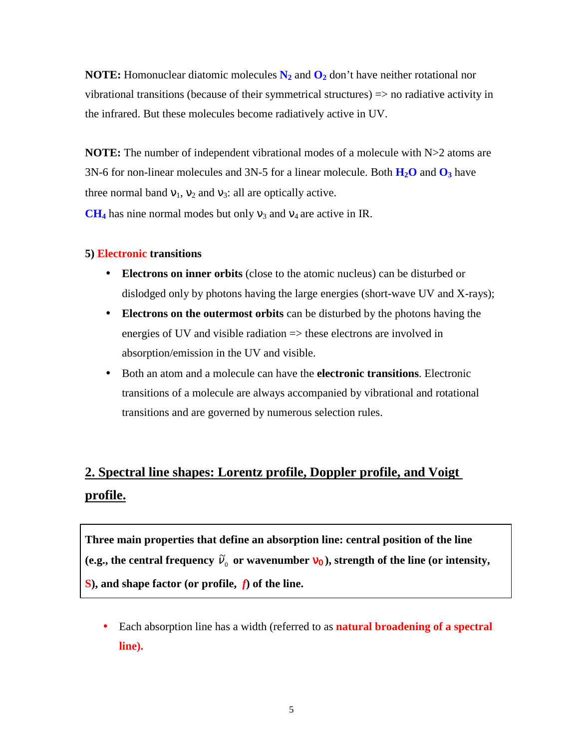**NOTE:** Homonuclear diatomic molecules **$N_2$** and **$O_2$** don't have neither rotational nor vibrational transitions (because of their symmetrical structures) => no radiative activity in the infrared. But these molecules become radiatively active in UV.

**NOTE:** The number of independent vibrational modes of a molecule with N>2 atoms are 3N-6 for non-linear molecules and 3N-5 for a linear molecule. Both **$H_2O$** and **$O_3$** have three normal band $\nu_1$, $\nu_2$ and $\nu_3$: all are optically active.

**$CH_4$** has nine normal modes but only $\nu_3$ and $\nu_4$ are active in IR.

**5) Electronic transitions**

- **Electrons on inner orbits** (close to the atomic nucleus) can be disturbed or dislodged only by photons having the large energies (short-wave UV and X-rays);
- **Electrons on the outermost orbits** can be disturbed by the photons having the energies of UV and visible radiation => these electrons are involved in absorption/emission in the UV and visible.
- Both an atom and a molecule can have the **electronic transitions**. Electronic transitions of a molecule are always accompanied by vibrational and rotational transitions and are governed by numerous selection rules.

## 2. Spectral line shapes: Lorentz profile, Doppler profile, and Voigt profile.

**Three main properties that define an absorption line: central position of the line (e.g., the central frequency $\tilde{\nu}_0$ or wavenumber $\nu_0$), strength of the line (or intensity, S), and shape factor (or profile, $f$) of the line.**

- Each absorption line has a width (referred to as **natural broadening of a spectral line).**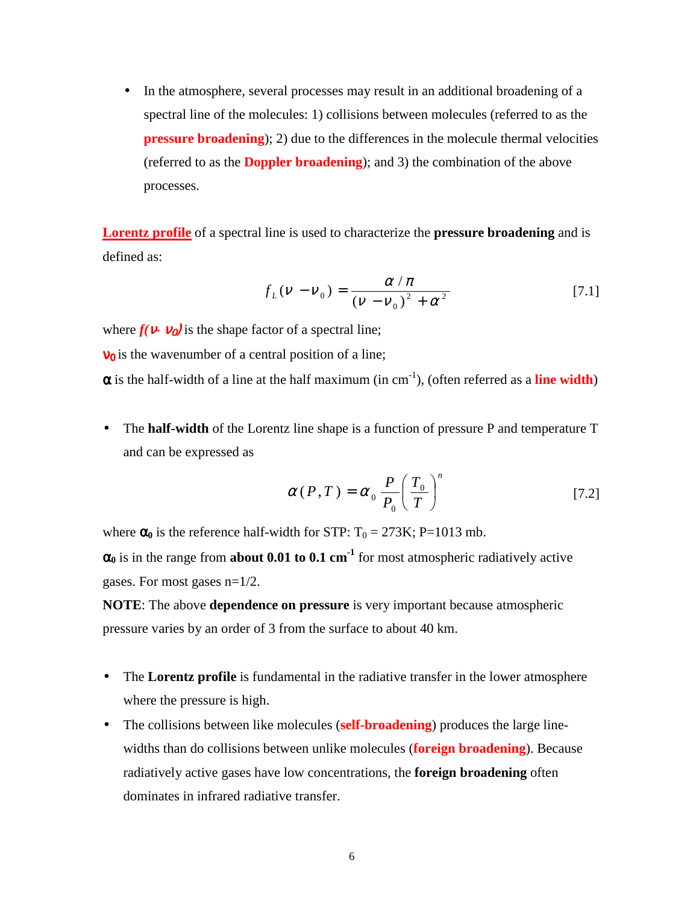- In the atmosphere, several processes may result in an additional broadening of a spectral line of the molecules: 1) collisions between molecules (referred to as the **pressure broadening**); 2) due to the differences in the molecule thermal velocities (referred to as the **Doppler broadening**); and 3) the combination of the above processes.

**Lorentz profile** of a spectral line is used to characterize the **pressure broadening** and is defined as:

$$f_L(\nu - \nu_0) = \frac{\alpha / \pi}{(\nu - \nu_0)^2 + \alpha^2} \quad [7.1]$$

where $f(\nu - \nu_0)$ is the shape factor of a spectral line;

$\nu_0$ is the wavenumber of a central position of a line;

$\alpha$ is the half-width of a line at the half maximum (in $cm^{-1}$), (often referred as a **line width**)

- The **half-width** of the Lorentz line shape is a function of pressure P and temperature T and can be expressed as

$$\alpha(P,T) = \alpha_0 \frac{P}{P_0} \left( \frac{T_0}{T} \right)^n \quad [7.2]$$

where $\alpha_0$ is the reference half-width for STP: $T_0$ = 273K; P=1013 mb.

$\alpha_0$ is in the range from **about 0.01 to 0.1 $cm^{-1}$** for most atmospheric radiatively active gases. For most gases n=1/2.

**NOTE**: The above **dependence on pressure** is very important because atmospheric pressure varies by an order of 3 from the surface to about 40 km.

- The **Lorentz profile** is fundamental in the radiative transfer in the lower atmosphere where the pressure is high.
- The collisions between like molecules (**self-broadening**) produces the large line-widths than do collisions between unlike molecules (**foreign broadening**). Because radiatively active gases have low concentrations, the **foreign broadening** often dominates in infrared radiative transfer.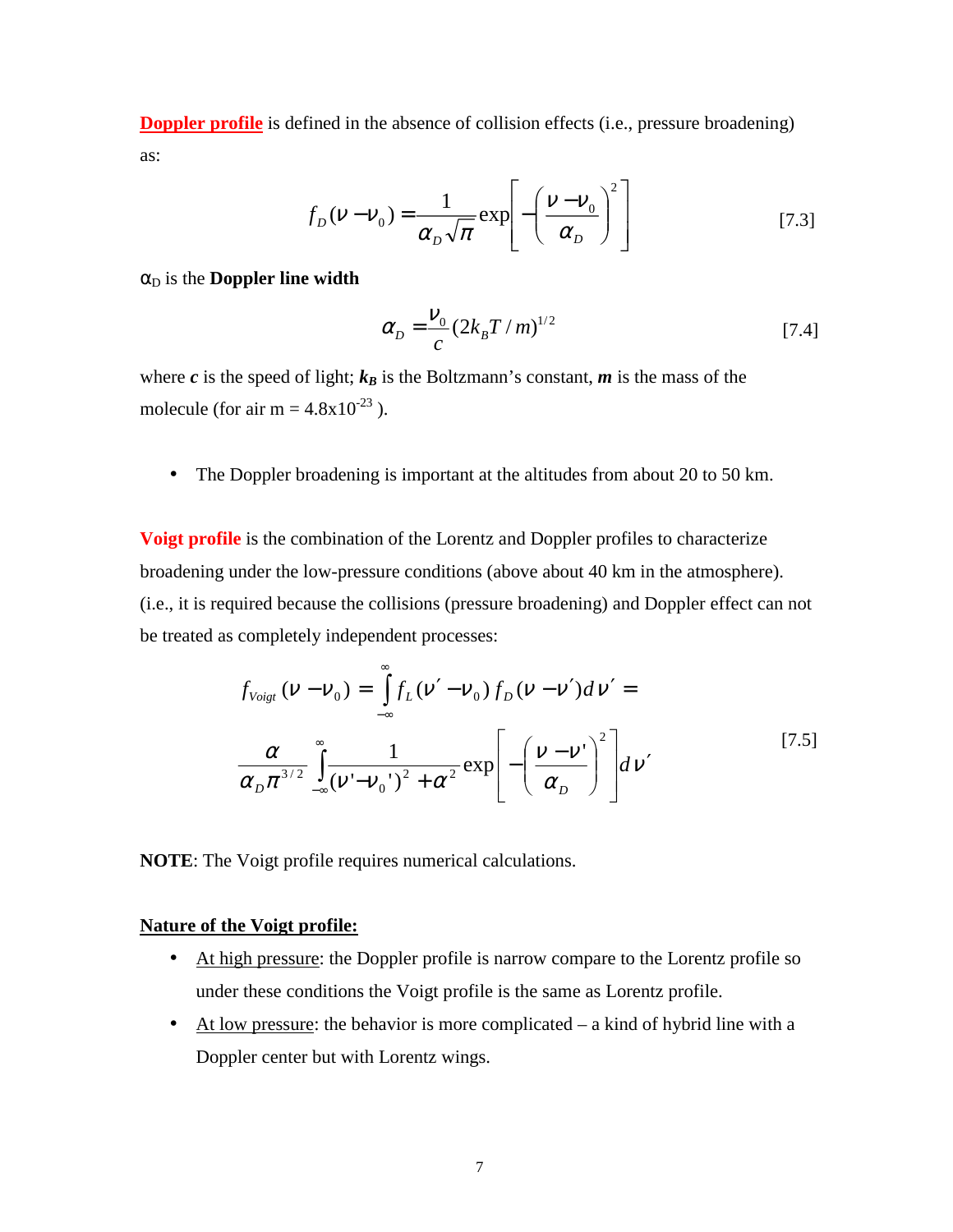**Doppler profile** is defined in the absence of collision effects (i.e., pressure broadening) as:

$$f_D(\nu - \nu_0) = \frac{1}{\alpha_D \sqrt{\pi}} \exp\left[ -\left( \frac{\nu - \nu_0}{\alpha_D} \right)^2 \right] \qquad [7.3]$$

$\alpha_D$ is the **Doppler line width**

$$\alpha_D = \frac{\nu_0}{c} (2k_B T / m)^{1/2} \qquad [7.4]$$

where ***c*** is the speed of light; $\boldsymbol{k_B}$ is the Boltzmann's constant, ***m*** is the mass of the molecule (for air m = $4.8 \times 10^{-23}$ ).

- The Doppler broadening is important at the altitudes from about 20 to 50 km.

**Voigt profile** is the combination of the Lorentz and Doppler profiles to characterize broadening under the low-pressure conditions (above about 40 km in the atmosphere). (i.e., it is required because the collisions (pressure broadening) and Doppler effect can not be treated as completely independent processes:

$$f_{Voigt}(\nu - \nu_0) = \int_{-\infty}^{\infty} f_L(\nu' - \nu_0) f_D(\nu - \nu') d\nu' =$$

$$\frac{\alpha}{\alpha_D \pi^{3/2}} \int_{-\infty}^{\infty} \frac{1}{(\nu' - \nu_0')^2 + \alpha^2} \exp\left[ -\left( \frac{\nu - \nu'}{\alpha_D} \right)^2 \right] d\nu' \qquad [7.5]$$

**NOTE**: The Voigt profile requires numerical calculations.

**Nature of the Voigt profile:**

- At high pressure: the Doppler profile is narrow compare to the Lorentz profile so under these conditions the Voigt profile is the same as Lorentz profile.
- At low pressure: the behavior is more complicated – a kind of hybrid line with a Doppler center but with Lorentz wings.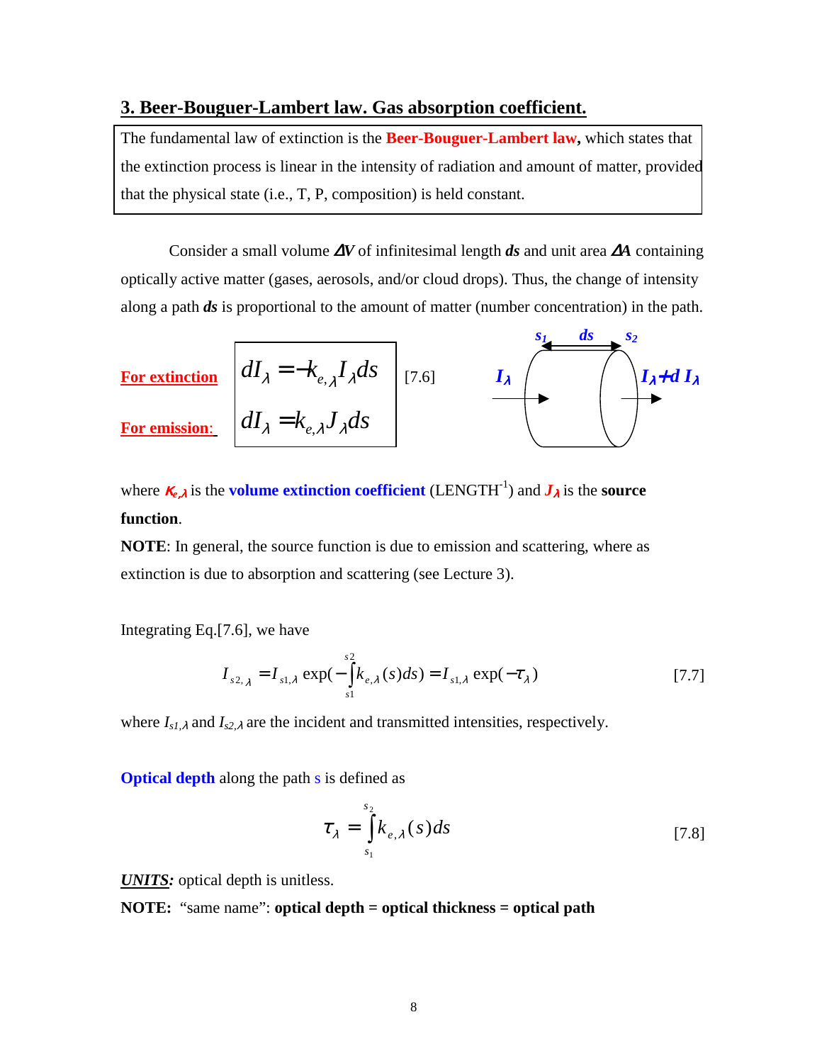## 3. Beer-Bouguer-Lambert law. Gas absorption coefficient.

The fundamental law of extinction is the **Beer-Bouguer-Lambert law**, which states that the extinction process is linear in the intensity of radiation and amount of matter, provided that the physical state (i.e., T, P, composition) is held constant.

Consider a small volume $\Delta V$ of infinitesimal length $ds$ and unit area $\Delta A$ containing optically active matter (gases, aerosols, and/or cloud drops). Thus, the change of intensity along a path $ds$ is proportional to the amount of matter (number concentration) in the path.

**For extinction**

$$dI_\lambda = -k_{e,\lambda} I_\lambda ds$$

**For emission:**

$$dI_\lambda = k_{e,\lambda} J_\lambda ds \qquad [7.6]$$

where $k_{e,\lambda}$ is the **volume extinction coefficient** (LENGTH$^{-1}$) and $J_\lambda$ is the **source function**.

**NOTE**: In general, the source function is due to emission and scattering, where as extinction is due to absorption and scattering (see Lecture 3).

Integrating Eq.[7.6], we have

$$I_{s2,\lambda} = I_{s1,\lambda} \exp\left(-\int_{s1}^{s2} k_{e,\lambda}(s) ds\right) = I_{s1,\lambda} \exp(-\tau_\lambda) \qquad [7.7]$$

where $I_{s1,\lambda}$ and $I_{s2,\lambda}$ are the incident and transmitted intensities, respectively.

**Optical depth** along the path s is defined as

$$\tau_\lambda = \int_{s_1}^{s_2} k_{e,\lambda}(s) ds \qquad [7.8]$$

***UNITS:*** optical depth is unitless.

**NOTE:** "same name": **optical depth = optical thickness = optical path**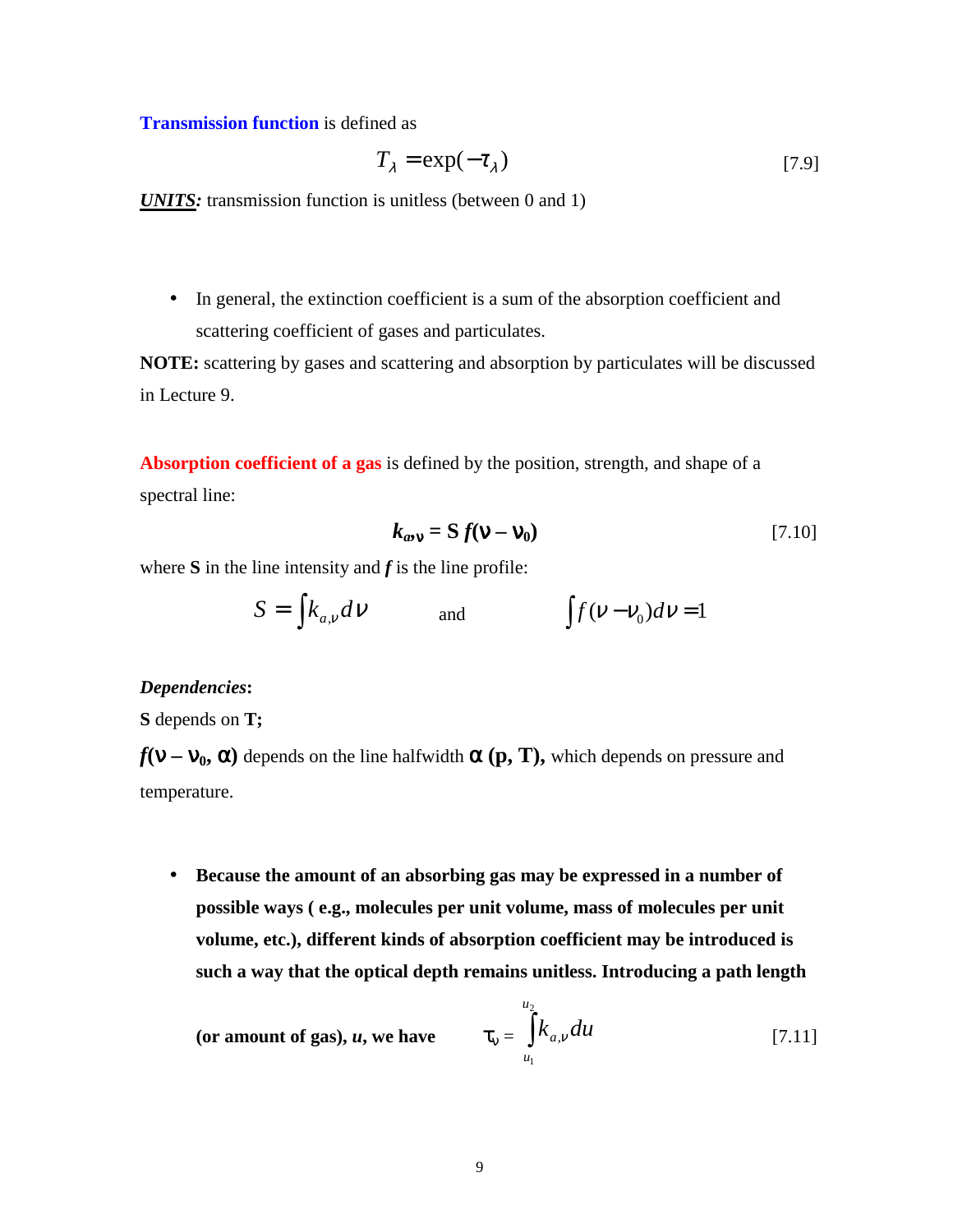**Transmission function** is defined as

$$T_\lambda = \exp(-\tau_\lambda) \tag{7.9}$$

***UNITS:*** transmission function is unitless (between 0 and 1)

- In general, the extinction coefficient is a sum of the absorption coefficient and scattering coefficient of gases and particulates.

**NOTE:** scattering by gases and scattering and absorption by particulates will be discussed in Lecture 9.

**Absorption coefficient of a gas** is defined by the position, strength, and shape of a spectral line:

$$k_{a,\nu} = S\, f(\nu - \nu_0) \tag{7.10}$$

where **S** in the line intensity and ***f*** is the line profile:

$$S = \int k_{a,\nu} d\nu \qquad \text{and} \qquad \int f(\nu - \nu_0) d\nu = 1$$

***Dependencies*:**

**S** depends on **T;**

$f(\nu - \nu_0, \alpha)$ depends on the line halfwidth $\alpha$ **(p, T),** which depends on pressure and temperature.

- **Because the amount of an absorbing gas may be expressed in a number of possible ways ( e.g., molecules per unit volume, mass of molecules per unit volume, etc.), different kinds of absorption coefficient may be introduced is such a way that the optical depth remains unitless. Introducing a path length (or amount of gas), *u*, we have**

$$\tau_\nu = \int_{u_1}^{u_2} k_{a,\nu} du \tag{7.11}$$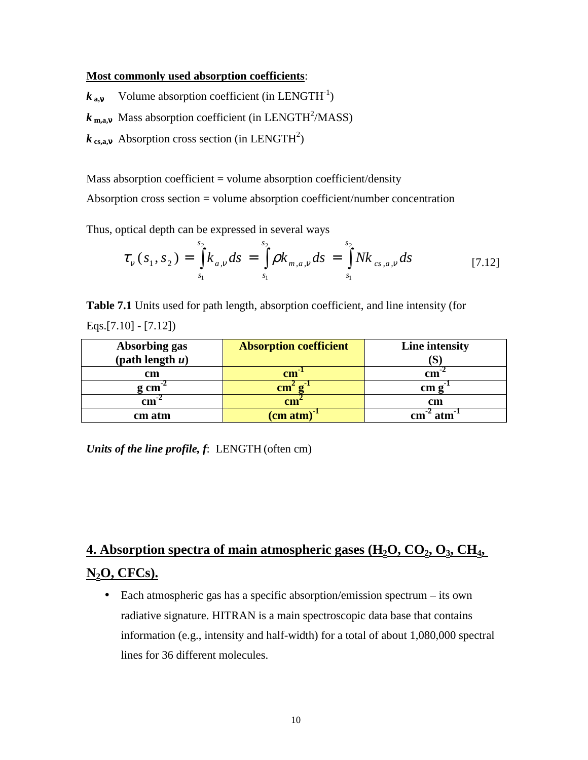**Most commonly used absorption coefficients**:

$k_{a,\nu}$ Volume absorption coefficient (in LENGTH$^{-1}$)

$k_{m,a,\nu}$ Mass absorption coefficient (in LENGTH$^2$/MASS)

$k_{cs,a,\nu}$ Absorption cross section (in LENGTH$^2$)

Mass absorption coefficient = volume absorption coefficient/density

Absorption cross section = volume absorption coefficient/number concentration

Thus, optical depth can be expressed in several ways

$$\tau_\nu(s_1, s_2) = \int_{s_1}^{s_2} k_{a,\nu} ds = \int_{s_1}^{s_2} \rho k_{m,a,\nu} ds = \int_{s_1}^{s_2} N k_{cs,a,\nu} ds \qquad [7.12]$$

**Table 7.1** Units used for path length, absorption coefficient, and line intensity (for Eqs.[7.10] - [7.12])

| Absorbing gas (path length $u$) | Absorption coefficient | Line intensity (S) |
|---|---|---|
| cm | cm$^{-1}$ | cm$^{-2}$ |
| g cm$^{-2}$ | cm$^2$ g$^{-1}$ | cm g$^{-1}$ |
| cm$^{-2}$ | cm$^2$ | cm |
| cm atm | (cm atm)$^{-1}$ | cm$^{-2}$ atm$^{-1}$ |

***Units of the line profile, f***: LENGTH (often cm)

## 4. Absorption spectra of main atmospheric gases ($H_2O$, $CO_2$, $O_3$, $CH_4$, $N_2O$, CFCs).

- Each atmospheric gas has a specific absorption/emission spectrum – its own radiative signature. HITRAN is a main spectroscopic data base that contains information (e.g., intensity and half-width) for a total of about 1,080,000 spectral lines for 36 different molecules.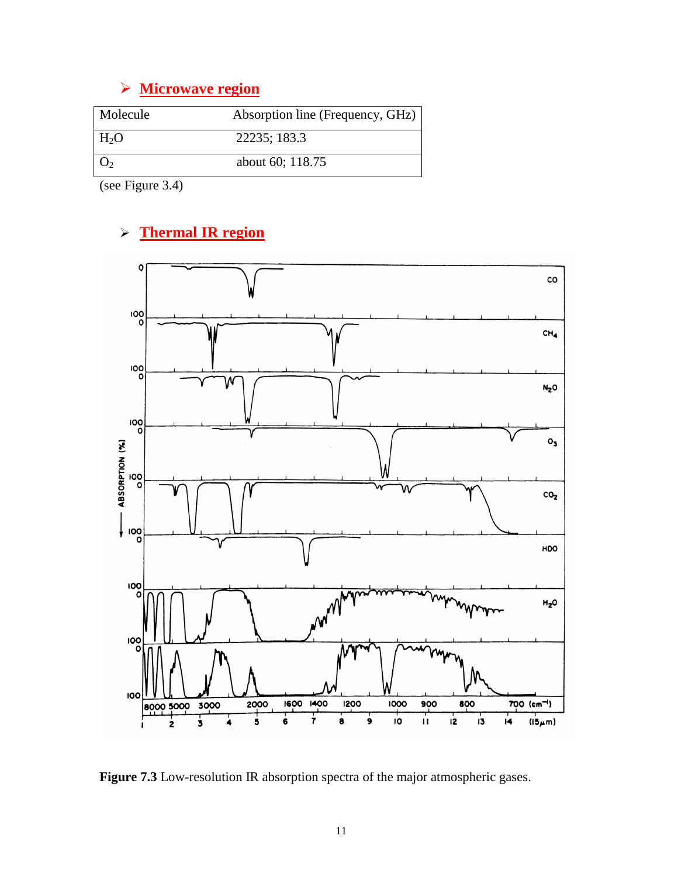- **Microwave region**

| Molecule | Absorption line (Frequency, GHz) |
|---|---|
| $H_2O$ | 22235; 183.3 |
| $O_2$ | about 60; 118.75 |

(see Figure 3.4)

- **Thermal IR region**

**Figure 7.3** Low-resolution IR absorption spectra of the major atmospheric gases.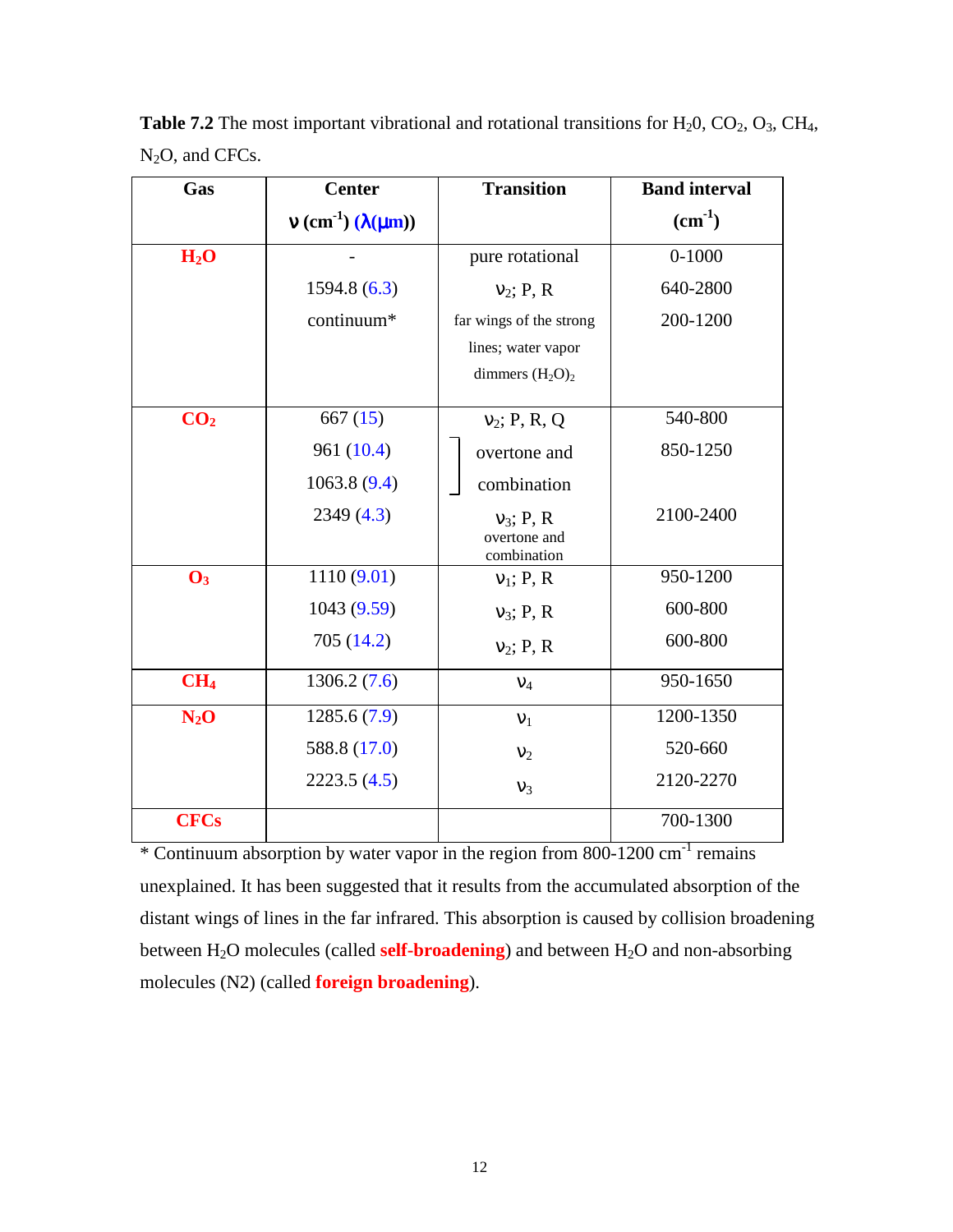**Table 7.2** The most important vibrational and rotational transitions for $H_20$, $CO_2$, $O_3$, $CH_4$, $N_2O$, and CFCs.

| Gas | Center $\nu$ (cm$^{-1}$) ($\lambda$($\mu$m)) | Transition | Band interval (cm$^{-1}$) |
|---|---|---|---|
| **$H_2O$** | - | pure rotational | 0-1000 |
| | 1594.8 (6.3) | $\nu_2$; P, R | 640-2800 |
| | continuum* | far wings of the strong lines; water vapor dimmers $(H_2O)_2$ | 200-1200 |
| **$CO_2$** | 667 (15) | $\nu_2$; P, R, Q | 540-800 |
| | 961 (10.4) | overtone and combination | 850-1250 |
| | 1063.8 (9.4) | overtone and combination | |
| | 2349 (4.3) | $\nu_3$; P, R overtone and combination | 2100-2400 |
| **$O_3$** | 1110 (9.01) | $\nu_1$; P, R | 950-1200 |
| | 1043 (9.59) | $\nu_3$; P, R | 600-800 |
| | 705 (14.2) | $\nu_2$; P, R | 600-800 |
| **$CH_4$** | 1306.2 (7.6) | $\nu_4$ | 950-1650 |
| **$N_2O$** | 1285.6 (7.9) | $\nu_1$ | 1200-1350 |
| | 588.8 (17.0) | $\nu_2$ | 520-660 |
| | 2223.5 (4.5) | $\nu_3$ | 2120-2270 |
| **CFCs** | | | 700-1300 |

* Continuum absorption by water vapor in the region from 800-1200 cm$^{-1}$ remains unexplained. It has been suggested that it results from the accumulated absorption of the distant wings of lines in the far infrared. This absorption is caused by collision broadening between $H_2O$ molecules (called **self-broadening**) and between $H_2O$ and non-absorbing molecules (N2) (called **foreign broadening**).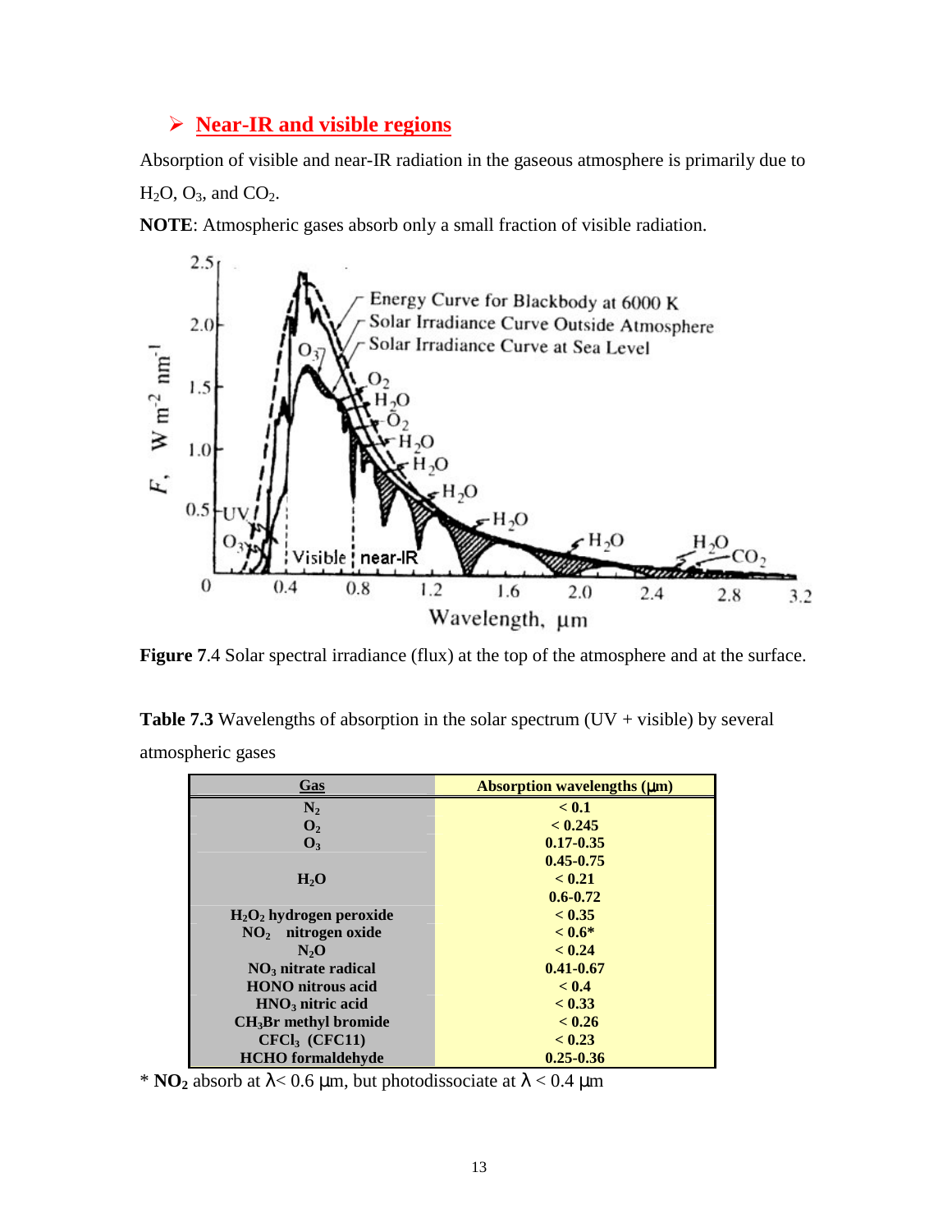## ➢ Near-IR and visible regions

Absorption of visible and near-IR radiation in the gaseous atmosphere is primarily due to $H_2O$, $O_3$, and $CO_2$.

**NOTE**: Atmospheric gases absorb only a small fraction of visible radiation.

**Figure 7**.4 Solar spectral irradiance (flux) at the top of the atmosphere and at the surface.

**Table 7.3** Wavelengths of absorption in the solar spectrum (UV + visible) by several atmospheric gases

| Gas | Absorption wavelengths (μm) |
|---|---|
| $N_2$ | < 0.1 |
| $O_2$ | < 0.245 |
| $O_3$ | 0.17-0.35 |
| | 0.45-0.75 |
| $H_2O$ | < 0.21 |
| | 0.6-0.72 |
| $H_2O_2$ hydrogen peroxide | < 0.35 |
| $NO_2$ nitrogen oxide | < 0.6* |
| $N_2O$ | < 0.24 |
| $NO_3$ nitrate radical | 0.41-0.67 |
| HONO nitrous acid | < 0.4 |
| $HNO_3$ nitric acid | < 0.33 |
| $CH_3Br$ methyl bromide | < 0.26 |
| $CFCl_3$ (CFC11) | < 0.23 |
| HCHO formaldehyde | 0.25-0.36 |

\* **$NO_2$** absorb at $\lambda < 0.6$ μm, but photodissociate at $\lambda < 0.4$ μm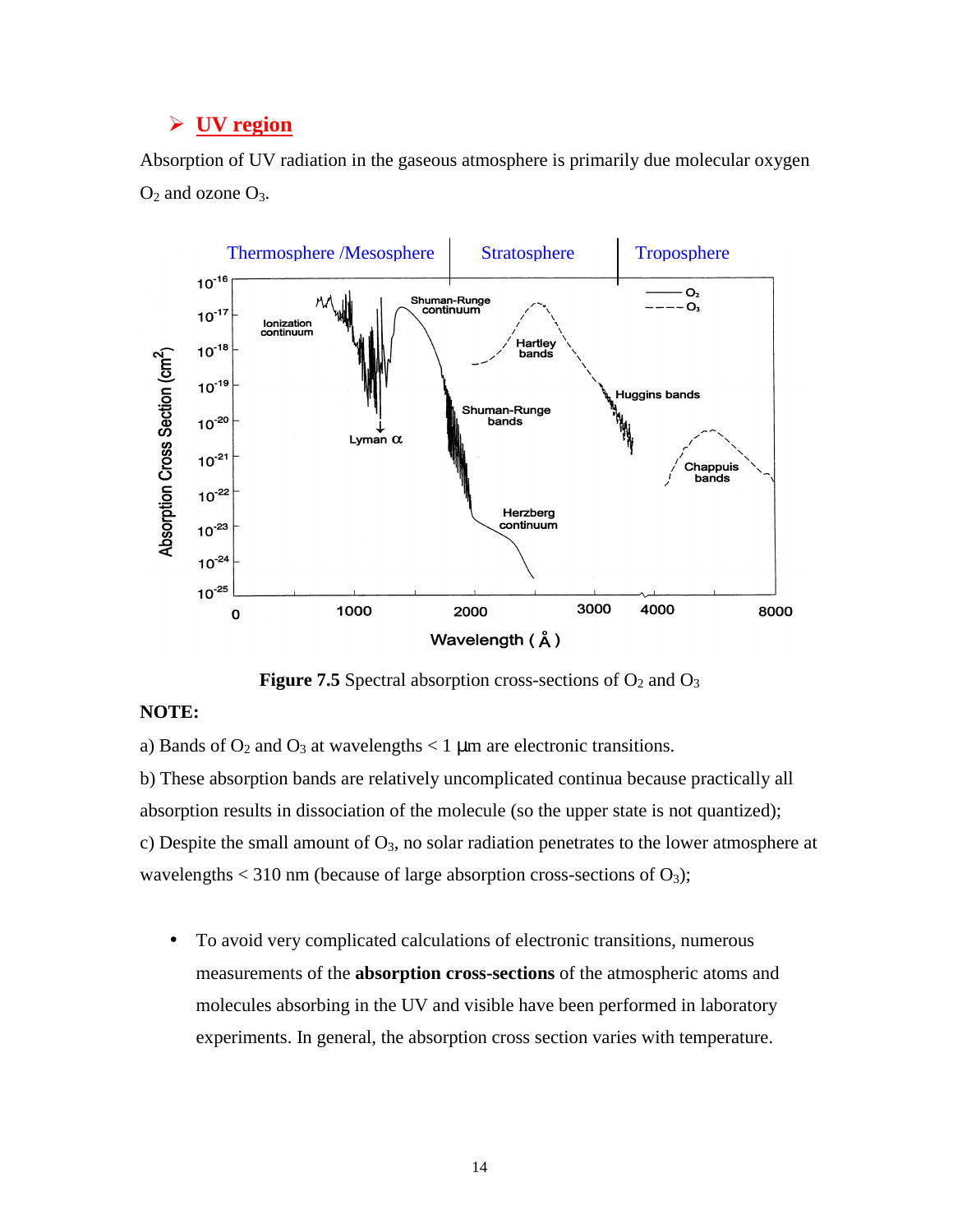## ➢ UV region

Absorption of UV radiation in the gaseous atmosphere is primarily due molecular oxygen $O_2$ and ozone $O_3$.

Thermosphere /Mesosphere
Stratosphere
Troposphere

$10^{-16}$
$10^{-17}$
$10^{-18}$
$10^{-19}$
$10^{-20}$
$10^{-21}$
$10^{-22}$
$10^{-23}$
$10^{-24}$
$10^{-25}$

Absorption Cross Section ($cm^2$)

$O_2$
$O_3$

Ionization continuum
Lyman α
Shuman-Runge continuum
Hartley bands
Shuman-Runge bands
Huggins bands
Chappuis bands
Herzberg continuum

0
1000
2000
3000
4000
8000

Wavelength ( Å )

**Figure 7.5** Spectral absorption cross-sections of $O_2$ and $O_3$

**NOTE:**

a) Bands of $O_2$ and $O_3$ at wavelengths < 1 μm are electronic transitions.

b) These absorption bands are relatively uncomplicated continua because practically all absorption results in dissociation of the molecule (so the upper state is not quantized);

c) Despite the small amount of $O_3$, no solar radiation penetrates to the lower atmosphere at wavelengths < 310 nm (because of large absorption cross-sections of $O_3$);

- To avoid very complicated calculations of electronic transitions, numerous measurements of the **absorption cross-sections** of the atmospheric atoms and molecules absorbing in the UV and visible have been performed in laboratory experiments. In general, the absorption cross section varies with temperature.